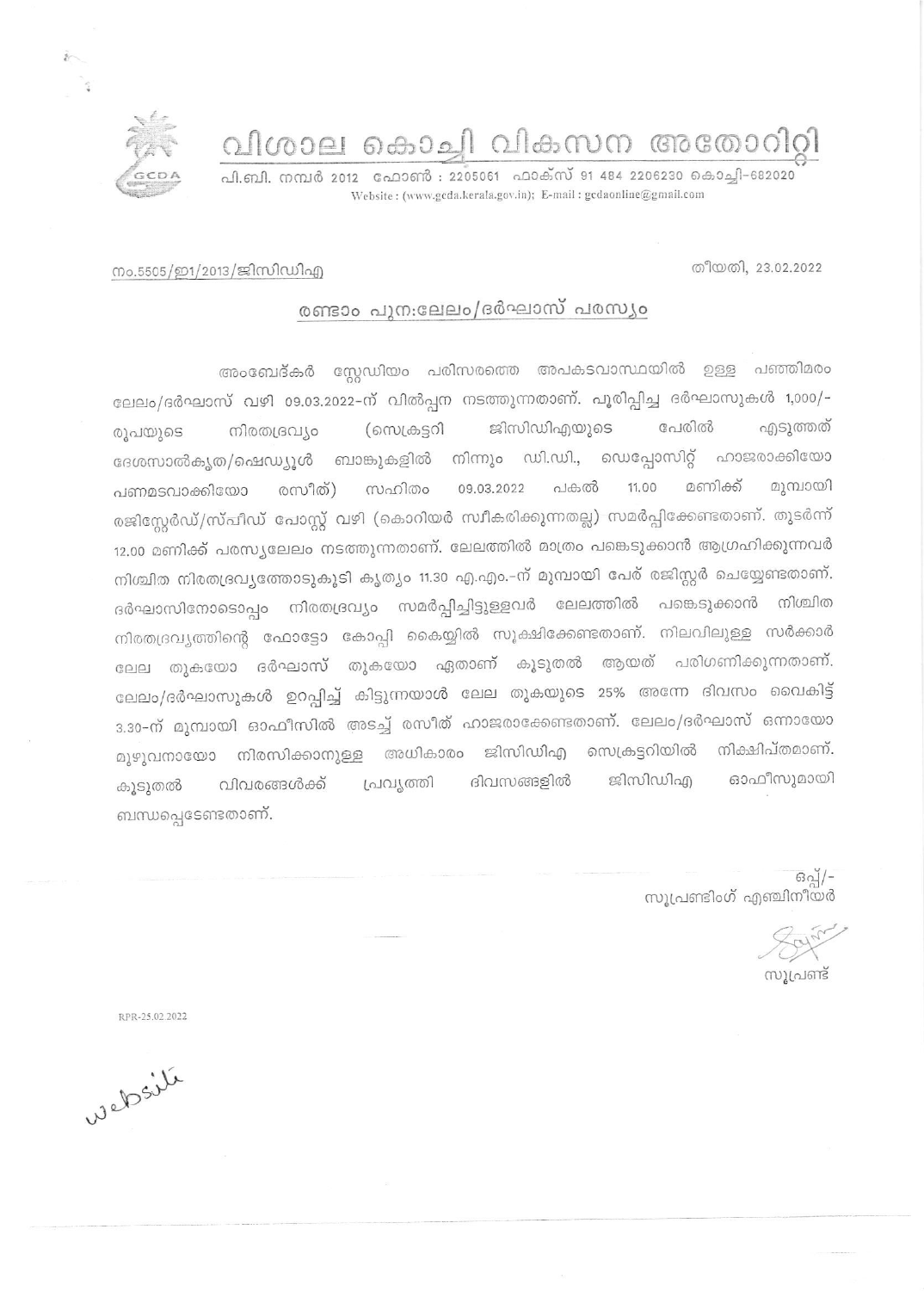# വിശാല കൊച്ചി വികസന അതോറിറ്റി

പി.ബി. നമ്പർ 2012 ഫോൺ : 2205061 ഫാക്സ് 91 484 2206230 കൊച്ചി-682020
Website : (www.gcda.kerala.gov.in); E-mail : gcdaonline@gmail.com

നം.5505/ഇ1/2013/ജിസിഡിഎ

തീയതി, 23.02.2022

## രണ്ടാം പുന:ലേലം/ദർഘാസ് പരസ്യം

അംബേദ്കർ സ്റ്റേഡിയം പരിസരത്തെ അപകടവാസ്ഥയിൽ ഉള്ള പഞ്ഞിമരം ലേലം/ദർഘാസ് വഴി 09.03.2022-ന് വിൽപ്പന നടത്തുന്നതാണ്. പൂരിപ്പിച്ച ദർഘാസുകൾ 1,000/- രൂപയുടെ നിരതദ്രവ്യം (സെക്രട്ടറി ജിസിഡിഎയുടെ പേരിൽ എടുത്തത് ദേശസാൽകൃത/ഷെഡ്യൂൾ ബാങ്കുകളിൽ നിന്നും ഡി.ഡി., ഡെപ്പോസിറ്റ് ഹാജരാക്കിയോ പണമടവാക്കിയോ രസീത്) സഹിതം 09.03.2022 പകൽ 11.00 മണിക്ക് മുമ്പായി രജിസ്റ്റേർഡ്/സ്പീഡ് പോസ്റ്റ് വഴി (കൊറിയർ സ്വീകരിക്കുന്നതല്ല) സമർപ്പിക്കേണ്ടതാണ്. തുടർന്ന് 12.00 മണിക്ക് പരസ്യലേലം നടത്തുന്നതാണ്. ലേലത്തിൽ മാത്രം പങ്കെടുക്കാൻ ആഗ്രഹിക്കുന്നവർ നിശ്ചിത നിരതദ്രവ്യത്തോടുകൂടി കൃത്യം 11.30 എ.എം.-ന് മുമ്പായി പേര് രജിസ്റ്റർ ചെയ്യേണ്ടതാണ്. ദർഘാസിനോടൊപ്പം നിരതദ്രവ്യം സമർപ്പിച്ചിട്ടുള്ളവർ ലേലത്തിൽ പങ്കെടുക്കാൻ നിശ്ചിത നിരതദ്രവ്യത്തിന്റെ ഫോട്ടോ കോപ്പി കൈയ്യിൽ സൂക്ഷിക്കേണ്ടതാണ്. നിലവിലുള്ള സർക്കാർ ലേല തുകയോ ദർഘാസ് തുകയോ ഏതാണ് കൂടുതൽ ആയത് പരിഗണിക്കുന്നതാണ്. ലേലം/ദർഘാസുകൾ ഉറപ്പിച്ച് കിട്ടുന്നയാൾ ലേല തുകയുടെ 25% അന്നേ ദിവസം വൈകിട്ട് 3.30-ന് മുമ്പായി ഓഫീസിൽ അടച്ച് രസീത് ഹാജരാക്കേണ്ടതാണ്. ലേലം/ദർഘാസ് ഒന്നായോ മുഴുവനായോ നിരസിക്കാനുള്ള അധികാരം ജിസിഡിഎ സെക്രട്ടറിയിൽ നിക്ഷിപ്തമാണ്. കൂടുതൽ വിവരങ്ങൾക്ക് പ്രവൃത്തി ദിവസങ്ങളിൽ ജിസിഡിഎ ഓഫീസുമായി ബന്ധപ്പെടേണ്ടതാണ്.

ഒപ്പ്/-
സൂപ്രണ്ടിംഗ് എഞ്ചിനീയർ

സൂപ്രണ്ട്

RPR-25.02.2022

website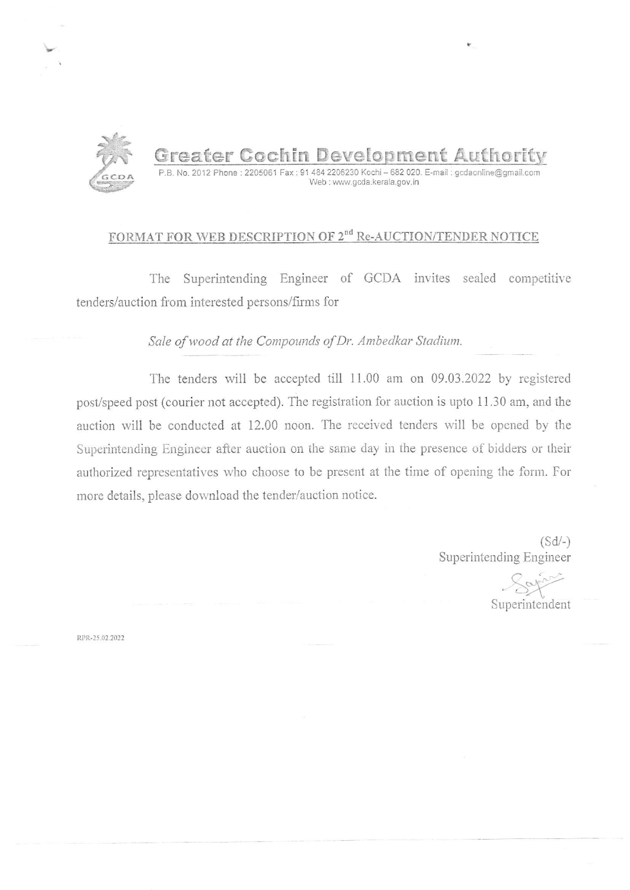# Greater Cochin Development Authority

P.B. No. 2012 Phone : 2205061 Fax : 91 484 2206230 Kochi – 682 020. E-mail : gcdaonline@gmail.com
Web : www.gcda.kerala.gov.in

## FORMAT FOR WEB DESCRIPTION OF 2nd Re-AUCTION/TENDER NOTICE

The Superintending Engineer of GCDA invites sealed competitive tenders/auction from interested persons/firms for

*Sale of wood at the Compounds of Dr. Ambedkar Stadium.*

The tenders will be accepted till 11.00 am on 09.03.2022 by registered post/speed post (courier not accepted). The registration for auction is upto 11.30 am, and the auction will be conducted at 12.00 noon. The received tenders will be opened by the Superintending Engineer after auction on the same day in the presence of bidders or their authorized representatives who choose to be present at the time of opening the form. For more details, please download the tender/auction notice.

(Sd/-)
Superintending Engineer

Superintendent

RPR-25.02.2022